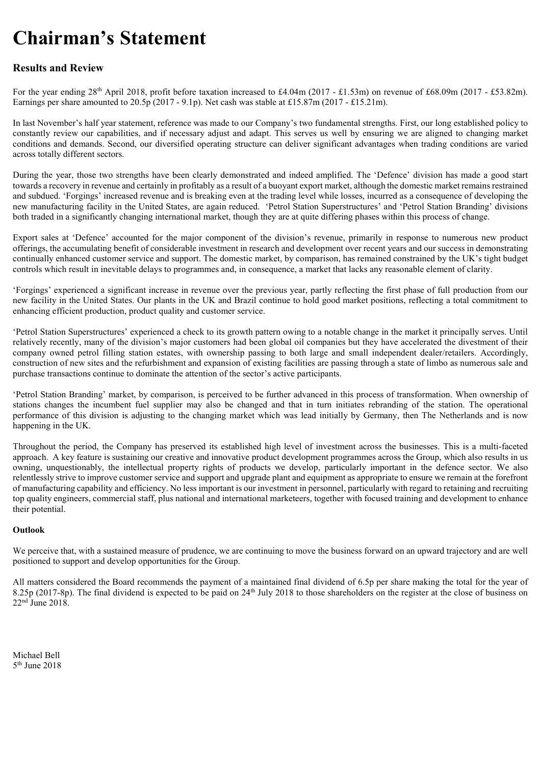# Chairman's Statement

## Results and Review

For the year ending 28th April 2018, profit before taxation increased to £4.04m (2017 - £1.53m) on revenue of £68.09m (2017 - £53.82m). Earnings per share amounted to 20.5p (2017 - 9.1p). Net cash was stable at £15.87m (2017 - £15.21m).

In last November's half year statement, reference was made to our Company's two fundamental strengths. First, our long established policy to constantly review our capabilities, and if necessary adjust and adapt. This serves us well by ensuring we are aligned to changing market conditions and demands. Second, our diversified operating structure can deliver significant advantages when trading conditions are varied across totally different sectors.

During the year, those two strengths have been clearly demonstrated and indeed amplified. The 'Defence' division has made a good start towards a recovery in revenue and certainly in profitably as a result of a buoyant export market, although the domestic market remains restrained and subdued. 'Forgings' increased revenue and is breaking even at the trading level while losses, incurred as a consequence of developing the new manufacturing facility in the United States, are again reduced. 'Petrol Station Superstructures' and 'Petrol Station Branding' divisions both traded in a significantly changing international market, though they are at quite differing phases within this process of change.

Export sales at 'Defence' accounted for the major component of the division's revenue, primarily in response to numerous new product offerings, the accumulating benefit of considerable investment in research and development over recent years and our success in demonstrating continually enhanced customer service and support. The domestic market, by comparison, has remained constrained by the UK's tight budget controls which result in inevitable delays to programmes and, in consequence, a market that lacks any reasonable element of clarity.

'Forgings' experienced a significant increase in revenue over the previous year, partly reflecting the first phase of full production from our new facility in the United States. Our plants in the UK and Brazil continue to hold good market positions, reflecting a total commitment to enhancing efficient production, product quality and customer service.

'Petrol Station Superstructures' experienced a check to its growth pattern owing to a notable change in the market it principally serves. Until relatively recently, many of the division's major customers had been global oil companies but they have accelerated the divestment of their company owned petrol filling station estates, with ownership passing to both large and small independent dealer/retailers. Accordingly, construction of new sites and the refurbishment and expansion of existing facilities are passing through a state of limbo as numerous sale and purchase transactions continue to dominate the attention of the sector's active participants.

'Petrol Station Branding' market, by comparison, is perceived to be further advanced in this process of transformation. When ownership of stations changes the incumbent fuel supplier may also be changed and that in turn initiates rebranding of the station. The operational performance of this division is adjusting to the changing market which was lead initially by Germany, then The Netherlands and is now happening in the UK.

Throughout the period, the Company has preserved its established high level of investment across the businesses. This is a multi-faceted approach. A key feature is sustaining our creative and innovative product development programmes across the Group, which also results in us owning, unquestionably, the intellectual property rights of products we develop, particularly important in the defence sector. We also relentlessly strive to improve customer service and support and upgrade plant and equipment as appropriate to ensure we remain at the forefront of manufacturing capability and efficiency. No less important is our investment in personnel, particularly with regard to retaining and recruiting top quality engineers, commercial staff, plus national and international marketeers, together with focused training and development to enhance their potential.

### Outlook

We perceive that, with a sustained measure of prudence, we are continuing to move the business forward on an upward trajectory and are well positioned to support and develop opportunities for the Group.

All matters considered the Board recommends the payment of a maintained final dividend of 6.5p per share making the total for the year of 8.25p (2017-8p). The final dividend is expected to be paid on 24th July 2018 to those shareholders on the register at the close of business on 22nd June 2018.

Michael Bell
5th June 2018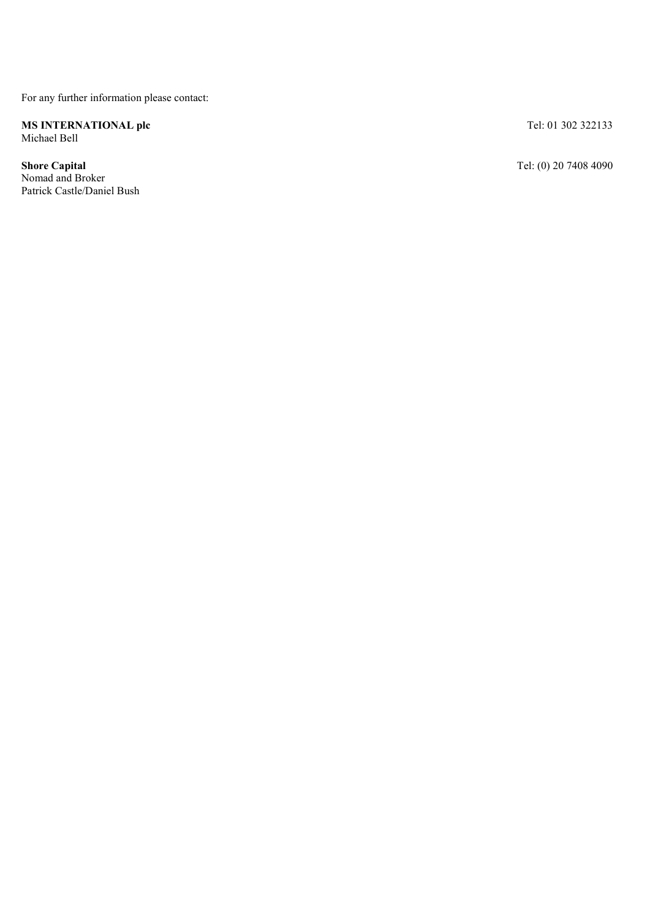For any further information please contact:

**MS INTERNATIONAL plc** Tel: 01 302 322133
Michael Bell

**Shore Capital** Tel: (0) 20 7408 4090
Nomad and Broker
Patrick Castle/Daniel Bush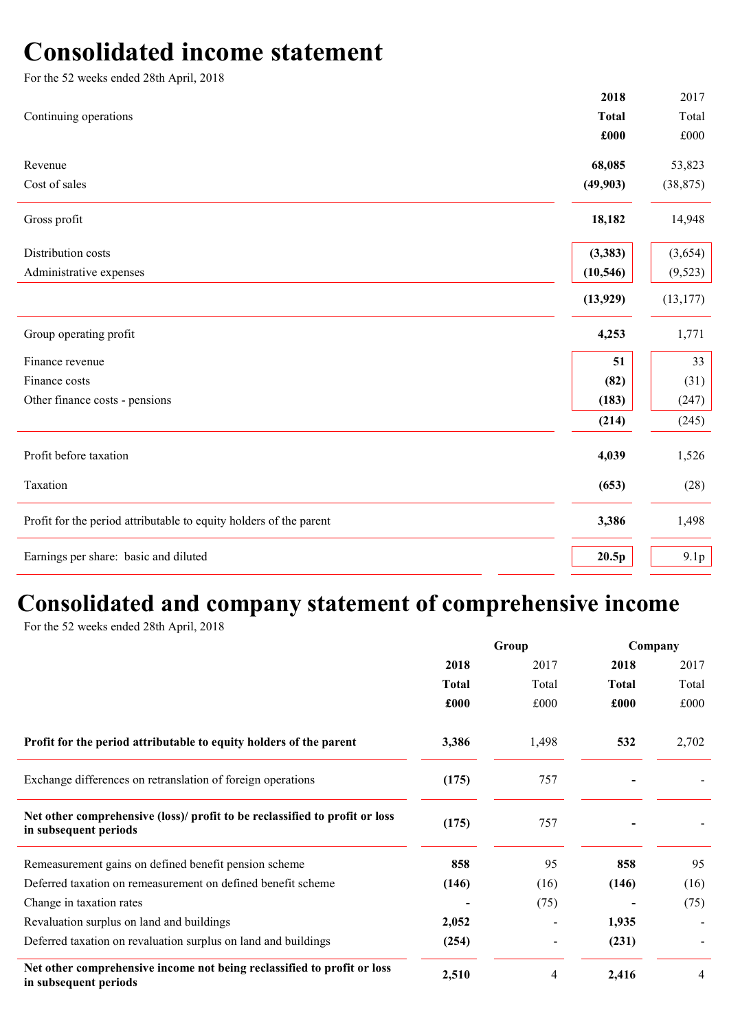# Consolidated income statement

For the 52 weeks ended 28th April, 2018

| Continuing operations | 2018 Total £000 | 2017 Total £000 |
|---|---|---|
| Revenue | **68,085** | 53,823 |
| Cost of sales | **(49,903)** | (38,875) |
| Gross profit | **18,182** | 14,948 |
| Distribution costs | **(3,383)** | (3,654) |
| Administrative expenses | **(10,546)** | (9,523) |
| | **(13,929)** | (13,177) |
| Group operating profit | **4,253** | 1,771 |
| Finance revenue | **51** | 33 |
| Finance costs | **(82)** | (31) |
| Other finance costs - pensions | **(183)** | (247) |
| | **(214)** | (245) |
| Profit before taxation | **4,039** | 1,526 |
| Taxation | **(653)** | (28) |
| Profit for the period attributable to equity holders of the parent | **3,386** | 1,498 |
| Earnings per share: basic and diluted | **20.5p** | 9.1p |

# Consolidated and company statement of comprehensive income

For the 52 weeks ended 28th April, 2018

| | Group | | Company | |
|---|---|---|---|---|
| | **2018 Total £000** | 2017 Total £000 | **2018 Total £000** | 2017 Total £000 |
| **Profit for the period attributable to equity holders of the parent** | **3,386** | 1,498 | **532** | 2,702 |
| Exchange differences on retranslation of foreign operations | **(175)** | 757 | **-** | - |
| **Net other comprehensive (loss)/ profit to be reclassified to profit or loss in subsequent periods** | **(175)** | 757 | **-** | - |
| Remeasurement gains on defined benefit pension scheme | **858** | 95 | **858** | 95 |
| Deferred taxation on remeasurement on defined benefit scheme | **(146)** | (16) | **(146)** | (16) |
| Change in taxation rates | **-** | (75) | **-** | (75) |
| Revaluation surplus on land and buildings | **2,052** | - | **1,935** | - |
| Deferred taxation on revaluation surplus on land and buildings | **(254)** | - | **(231)** | - |
| **Net other comprehensive income not being reclassified to profit or loss in subsequent periods** | **2,510** | 4 | **2,416** | 4 |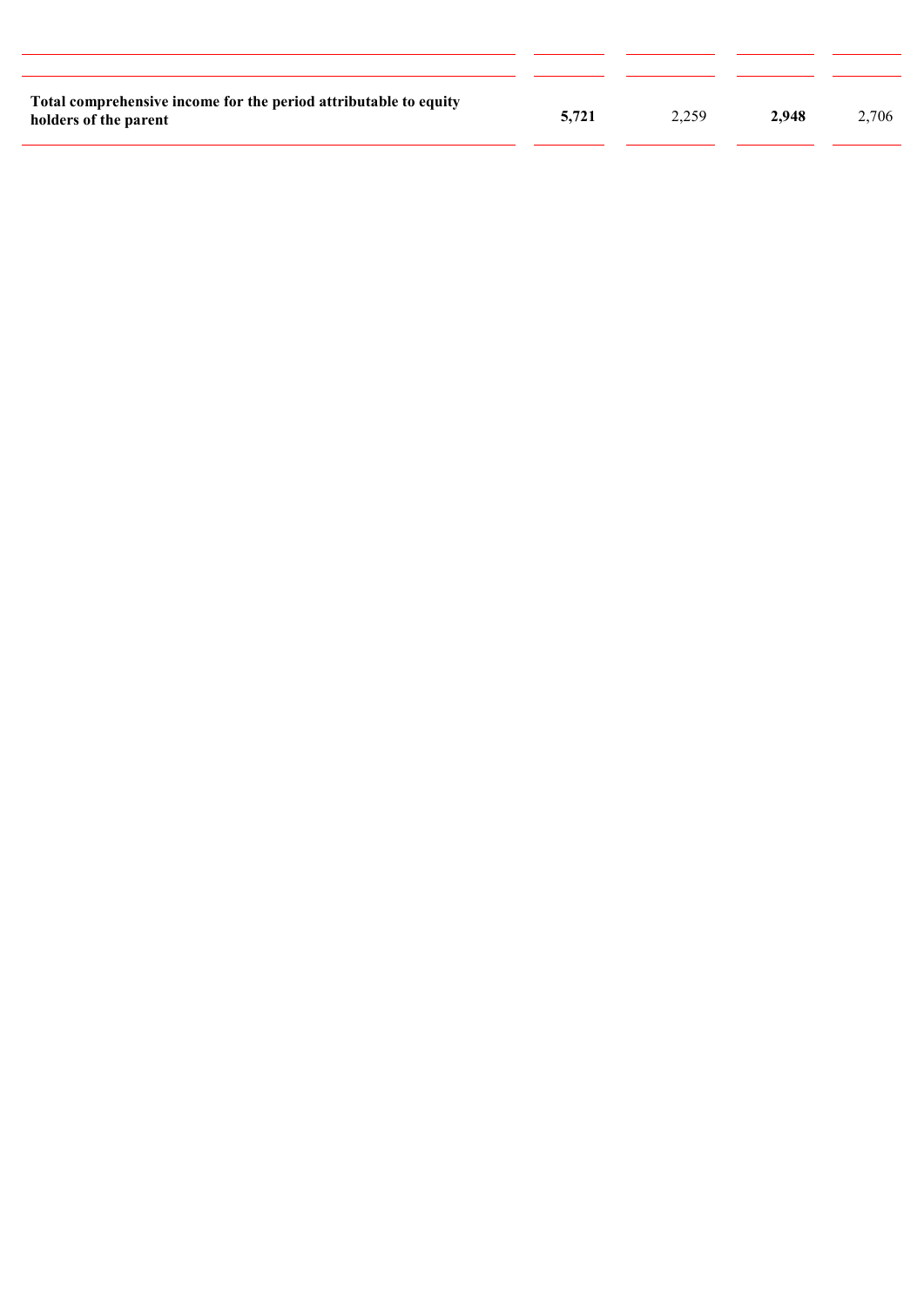|  |  |  |  |  |
|---|---|---|---|---|
| **Total comprehensive income for the period attributable to equity holders of the parent** | **5,721** | 2,259 | **2,948** | 2,706 |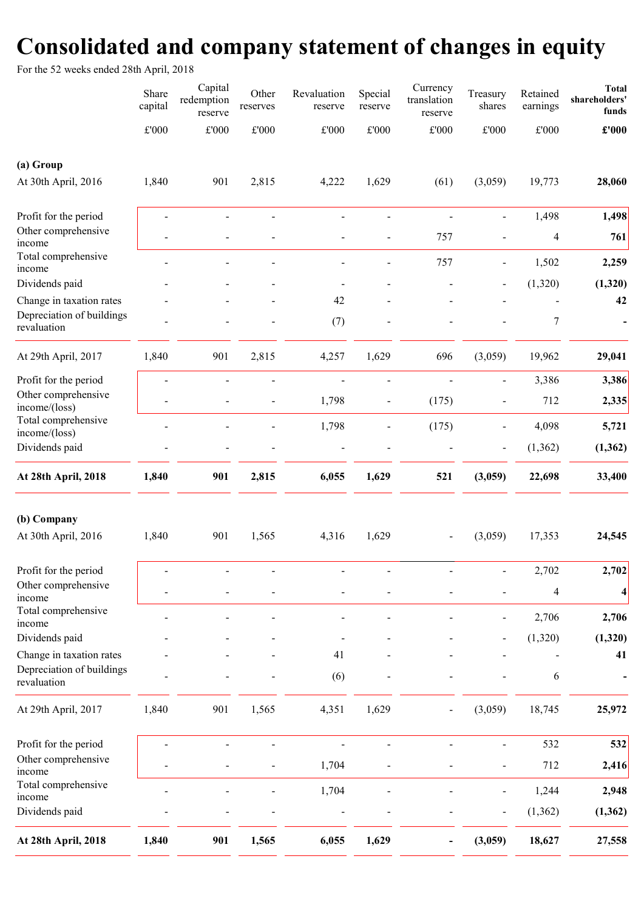# Consolidated and company statement of changes in equity

For the 52 weeks ended 28th April, 2018

| | Share capital | Capital redemption reserve | Other reserves | Revaluation reserve | Special reserve | Currency translation reserve | Treasury shares | Retained earnings | **Total shareholders' funds** |
|---|---|---|---|---|---|---|---|---|---|
| | £'000 | £'000 | £'000 | £'000 | £'000 | £'000 | £'000 | £'000 | **£'000** |
| **(a) Group** | | | | | | | | | |
| At 30th April, 2016 | 1,840 | 901 | 2,815 | 4,222 | 1,629 | (61) | (3,059) | 19,773 | **28,060** |
| Profit for the period | - | - | - | - | - | - | - | 1,498 | **1,498** |
| Other comprehensive income | - | - | - | - | - | 757 | - | 4 | **761** |
| Total comprehensive income | - | - | - | - | - | 757 | - | 1,502 | **2,259** |
| Dividends paid | - | - | - | - | - | - | - | (1,320) | **(1,320)** |
| Change in taxation rates | - | - | - | 42 | - | - | - | - | **42** |
| Depreciation of buildings revaluation | - | - | - | (7) | - | - | - | 7 | **-** |
| At 29th April, 2017 | 1,840 | 901 | 2,815 | 4,257 | 1,629 | 696 | (3,059) | 19,962 | **29,041** |
| Profit for the period | - | - | - | - | - | - | - | 3,386 | **3,386** |
| Other comprehensive income/(loss) | - | - | - | 1,798 | - | (175) | - | 712 | **2,335** |
| Total comprehensive income/(loss) | - | - | - | 1,798 | - | (175) | - | 4,098 | **5,721** |
| Dividends paid | - | - | - | - | - | - | - | (1,362) | **(1,362)** |
| **At 28th April, 2018** | **1,840** | **901** | **2,815** | **6,055** | **1,629** | **521** | **(3,059)** | **22,698** | **33,400** |
| **(b) Company** | | | | | | | | | |
| At 30th April, 2016 | 1,840 | 901 | 1,565 | 4,316 | 1,629 | - | (3,059) | 17,353 | **24,545** |
| Profit for the period | - | - | - | - | - | - | - | 2,702 | **2,702** |
| Other comprehensive income | - | - | - | - | - | - | - | 4 | **4** |
| Total comprehensive income | - | - | - | - | - | - | - | 2,706 | **2,706** |
| Dividends paid | - | - | - | - | - | - | - | (1,320) | **(1,320)** |
| Change in taxation rates | - | - | - | 41 | - | - | - | - | **41** |
| Depreciation of buildings revaluation | - | - | - | (6) | - | - | - | 6 | **-** |
| At 29th April, 2017 | 1,840 | 901 | 1,565 | 4,351 | 1,629 | - | (3,059) | 18,745 | **25,972** |
| Profit for the period | - | - | - | - | - | - | - | 532 | **532** |
| Other comprehensive income | - | - | - | 1,704 | - | - | - | 712 | **2,416** |
| Total comprehensive income | - | - | - | 1,704 | - | - | - | 1,244 | **2,948** |
| Dividends paid | - | - | - | - | - | - | - | (1,362) | **(1,362)** |
| **At 28th April, 2018** | **1,840** | **901** | **1,565** | **6,055** | **1,629** | **-** | **(3,059)** | **18,627** | **27,558** |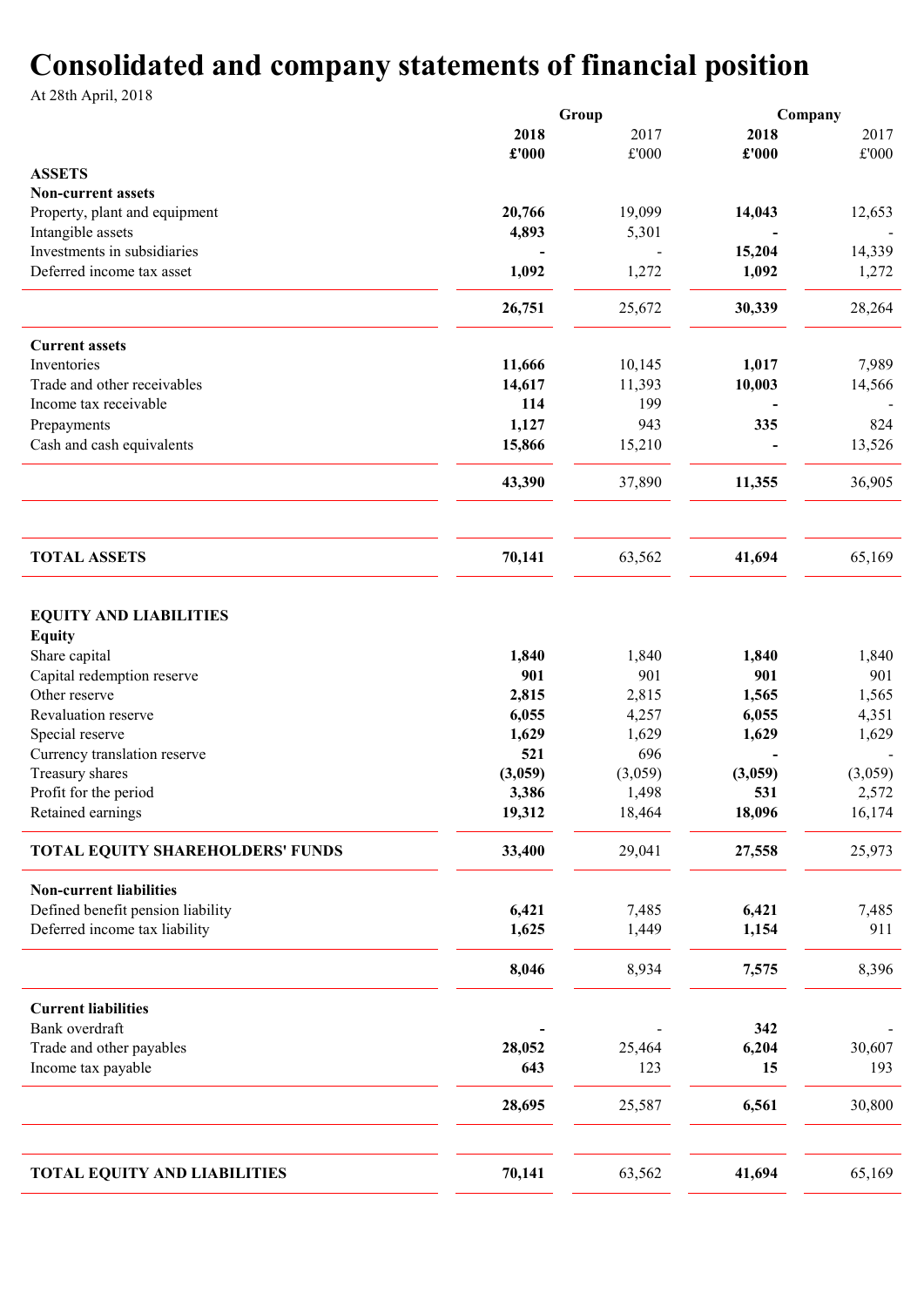# Consolidated and company statements of financial position

At 28th April, 2018

| | Group | | Company | |
|---|---|---|---|---|
| | **2018** | 2017 | **2018** | 2017 |
| | **£'000** | £'000 | **£'000** | £'000 |
| **ASSETS** | | | | |
| **Non-current assets** | | | | |
| Property, plant and equipment | **20,766** | 19,099 | **14,043** | 12,653 |
| Intangible assets | **4,893** | 5,301 | **-** | - |
| Investments in subsidiaries | **-** | - | **15,204** | 14,339 |
| Deferred income tax asset | **1,092** | 1,272 | **1,092** | 1,272 |
| | **26,751** | 25,672 | **30,339** | 28,264 |
| **Current assets** | | | | |
| Inventories | **11,666** | 10,145 | **1,017** | 7,989 |
| Trade and other receivables | **14,617** | 11,393 | **10,003** | 14,566 |
| Income tax receivable | **114** | 199 | **-** | - |
| Prepayments | **1,127** | 943 | **335** | 824 |
| Cash and cash equivalents | **15,866** | 15,210 | **-** | 13,526 |
| | **43,390** | 37,890 | **11,355** | 36,905 |
| **TOTAL ASSETS** | **70,141** | 63,562 | **41,694** | 65,169 |
| **EQUITY AND LIABILITIES** | | | | |
| **Equity** | | | | |
| Share capital | **1,840** | 1,840 | **1,840** | 1,840 |
| Capital redemption reserve | **901** | 901 | **901** | 901 |
| Other reserve | **2,815** | 2,815 | **1,565** | 1,565 |
| Revaluation reserve | **6,055** | 4,257 | **6,055** | 4,351 |
| Special reserve | **1,629** | 1,629 | **1,629** | 1,629 |
| Currency translation reserve | **521** | 696 | **-** | - |
| Treasury shares | **(3,059)** | (3,059) | **(3,059)** | (3,059) |
| Profit for the period | **3,386** | 1,498 | **531** | 2,572 |
| Retained earnings | **19,312** | 18,464 | **18,096** | 16,174 |
| **TOTAL EQUITY SHAREHOLDERS' FUNDS** | **33,400** | 29,041 | **27,558** | 25,973 |
| **Non-current liabilities** | | | | |
| Defined benefit pension liability | **6,421** | 7,485 | **6,421** | 7,485 |
| Deferred income tax liability | **1,625** | 1,449 | **1,154** | 911 |
| | **8,046** | 8,934 | **7,575** | 8,396 |
| **Current liabilities** | | | | |
| Bank overdraft | **-** | - | **342** | - |
| Trade and other payables | **28,052** | 25,464 | **6,204** | 30,607 |
| Income tax payable | **643** | 123 | **15** | 193 |
| | **28,695** | 25,587 | **6,561** | 30,800 |
| **TOTAL EQUITY AND LIABILITIES** | **70,141** | 63,562 | **41,694** | 65,169 |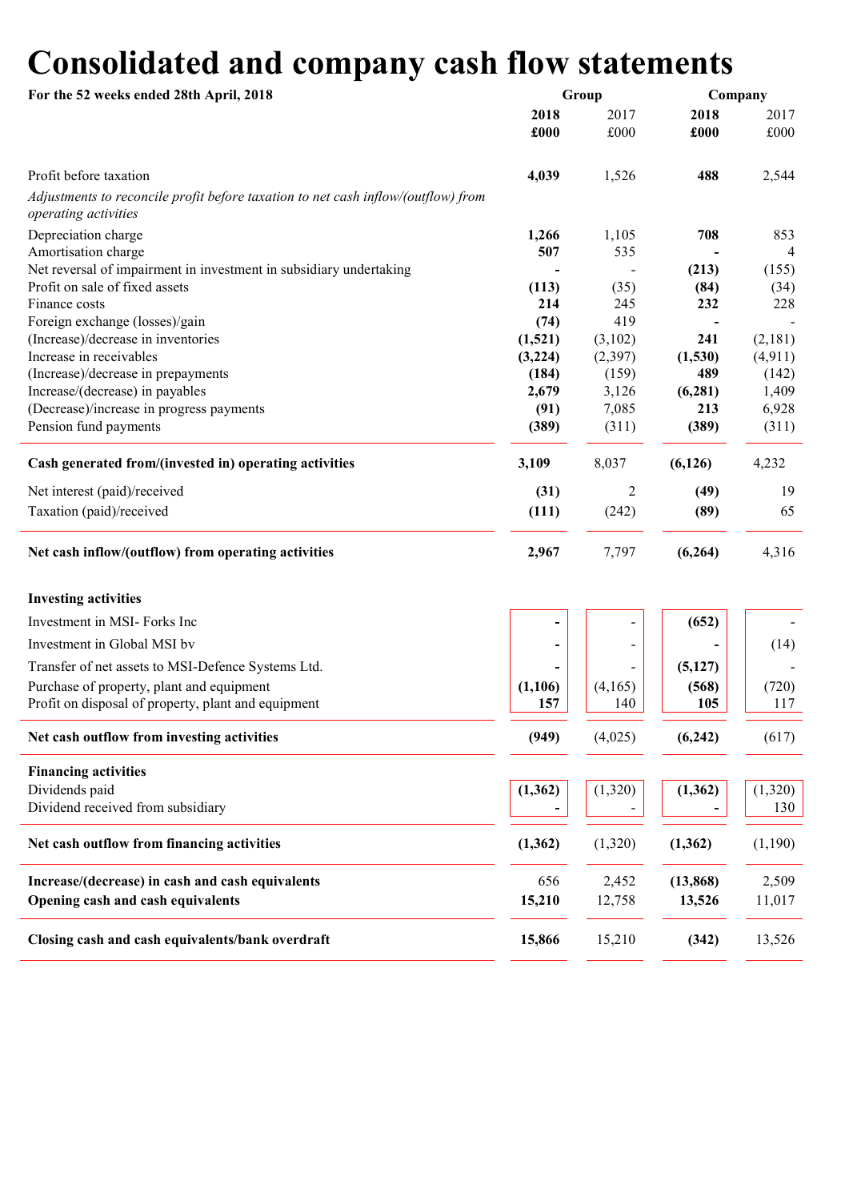# Consolidated and company cash flow statements

| For the 52 weeks ended 28th April, 2018 | Group | | Company | |
|---|---|---|---|---|
| | **2018** | 2017 | **2018** | 2017 |
| | **£000** | £000 | **£000** | £000 |
| Profit before taxation | **4,039** | 1,526 | **488** | 2,544 |
| *Adjustments to reconcile profit before taxation to net cash inflow/(outflow) from operating activities* | | | | |
| Depreciation charge | **1,266** | 1,105 | **708** | 853 |
| Amortisation charge | **507** | 535 | **-** | 4 |
| Net reversal of impairment in investment in subsidiary undertaking | **-** | - | **(213)** | (155) |
| Profit on sale of fixed assets | **(113)** | (35) | **(84)** | (34) |
| Finance costs | **214** | 245 | **232** | 228 |
| Foreign exchange (losses)/gain | **(74)** | 419 | **-** | - |
| (Increase)/decrease in inventories | **(1,521)** | (3,102) | **241** | (2,181) |
| Increase in receivables | **(3,224)** | (2,397) | **(1,530)** | (4,911) |
| (Increase)/decrease in prepayments | **(184)** | (159) | **489** | (142) |
| Increase/(decrease) in payables | **2,679** | 3,126 | **(6,281)** | 1,409 |
| (Decrease)/increase in progress payments | **(91)** | 7,085 | **213** | 6,928 |
| Pension fund payments | **(389)** | (311) | **(389)** | (311) |
| **Cash generated from/(invested in) operating activities** | **3,109** | 8,037 | **(6,126)** | 4,232 |
| Net interest (paid)/received | **(31)** | 2 | **(49)** | 19 |
| Taxation (paid)/received | **(111)** | (242) | **(89)** | 65 |
| **Net cash inflow/(outflow) from operating activities** | **2,967** | 7,797 | **(6,264)** | 4,316 |
| **Investing activities** | | | | |
| Investment in MSI- Forks Inc | **-** | - | **(652)** | - |
| Investment in Global MSI bv | **-** | - | **-** | (14) |
| Transfer of net assets to MSI-Defence Systems Ltd. | **-** | - | **(5,127)** | - |
| Purchase of property, plant and equipment | **(1,106)** | (4,165) | **(568)** | (720) |
| Profit on disposal of property, plant and equipment | **157** | 140 | **105** | 117 |
| **Net cash outflow from investing activities** | **(949)** | (4,025) | **(6,242)** | (617) |
| **Financing activities** | | | | |
| Dividends paid | **(1,362)** | (1,320) | **(1,362)** | (1,320) |
| Dividend received from subsidiary | **-** | - | **-** | 130 |
| **Net cash outflow from financing activities** | **(1,362)** | (1,320) | **(1,362)** | (1,190) |
| **Increase/(decrease) in cash and cash equivalents** | 656 | 2,452 | **(13,868)** | 2,509 |
| **Opening cash and cash equivalents** | **15,210** | 12,758 | **13,526** | 11,017 |
| **Closing cash and cash equivalents/bank overdraft** | **15,866** | 15,210 | **(342)** | 13,526 |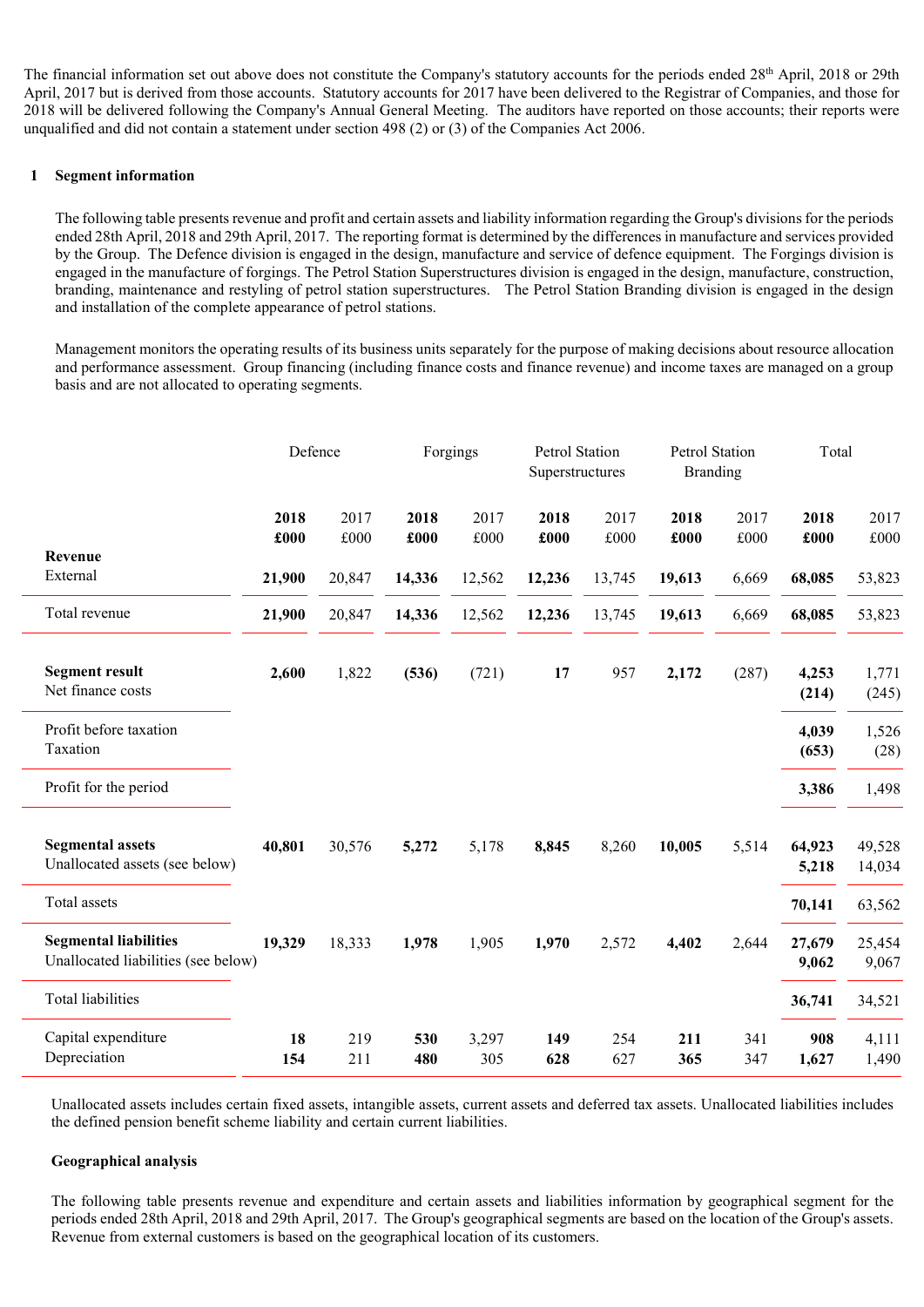The financial information set out above does not constitute the Company's statutory accounts for the periods ended 28th April, 2018 or 29th April, 2017 but is derived from those accounts. Statutory accounts for 2017 have been delivered to the Registrar of Companies, and those for 2018 will be delivered following the Company's Annual General Meeting. The auditors have reported on those accounts; their reports were unqualified and did not contain a statement under section 498 (2) or (3) of the Companies Act 2006.

## 1 Segment information

The following table presents revenue and profit and certain assets and liability information regarding the Group's divisions for the periods ended 28th April, 2018 and 29th April, 2017. The reporting format is determined by the differences in manufacture and services provided by the Group. The Defence division is engaged in the design, manufacture and service of defence equipment. The Forgings division is engaged in the manufacture of forgings. The Petrol Station Superstructures division is engaged in the design, manufacture, construction, branding, maintenance and restyling of petrol station superstructures. The Petrol Station Branding division is engaged in the design and installation of the complete appearance of petrol stations.

Management monitors the operating results of its business units separately for the purpose of making decisions about resource allocation and performance assessment. Group financing (including finance costs and finance revenue) and income taxes are managed on a group basis and are not allocated to operating segments.

| | Defence | | Forgings | | Petrol Station Superstructures | | Petrol Station Branding | | Total | |
|---|---|---|---|---|---|---|---|---|---|---|
| | **2018 £000** | 2017 £000 | **2018 £000** | 2017 £000 | **2018 £000** | 2017 £000 | **2018 £000** | 2017 £000 | **2018 £000** | 2017 £000 |
| **Revenue** | | | | | | | | | | |
| External | **21,900** | 20,847 | **14,336** | 12,562 | **12,236** | 13,745 | **19,613** | 6,669 | **68,085** | 53,823 |
| Total revenue | **21,900** | 20,847 | **14,336** | 12,562 | **12,236** | 13,745 | **19,613** | 6,669 | **68,085** | 53,823 |
| **Segment result** | **2,600** | 1,822 | **(536)** | (721) | **17** | 957 | **2,172** | (287) | **4,253** | 1,771 |
| Net finance costs | | | | | | | | | **(214)** | (245) |
| Profit before taxation | | | | | | | | | **4,039** | 1,526 |
| Taxation | | | | | | | | | **(653)** | (28) |
| Profit for the period | | | | | | | | | **3,386** | 1,498 |
| **Segmental assets** | **40,801** | 30,576 | **5,272** | 5,178 | **8,845** | 8,260 | **10,005** | 5,514 | **64,923** | 49,528 |
| Unallocated assets (see below) | | | | | | | | | **5,218** | 14,034 |
| Total assets | | | | | | | | | **70,141** | 63,562 |
| **Segmental liabilities** | **19,329** | 18,333 | **1,978** | 1,905 | **1,970** | 2,572 | **4,402** | 2,644 | **27,679** | 25,454 |
| Unallocated liabilities (see below) | | | | | | | | | **9,062** | 9,067 |
| Total liabilities | | | | | | | | | **36,741** | 34,521 |
| Capital expenditure | **18** | 219 | **530** | 3,297 | **149** | 254 | **211** | 341 | **908** | 4,111 |
| Depreciation | **154** | 211 | **480** | 305 | **628** | 627 | **365** | 347 | **1,627** | 1,490 |

Unallocated assets includes certain fixed assets, intangible assets, current assets and deferred tax assets. Unallocated liabilities includes the defined pension benefit scheme liability and certain current liabilities.

### Geographical analysis

The following table presents revenue and expenditure and certain assets and liabilities information by geographical segment for the periods ended 28th April, 2018 and 29th April, 2017. The Group's geographical segments are based on the location of the Group's assets. Revenue from external customers is based on the geographical location of its customers.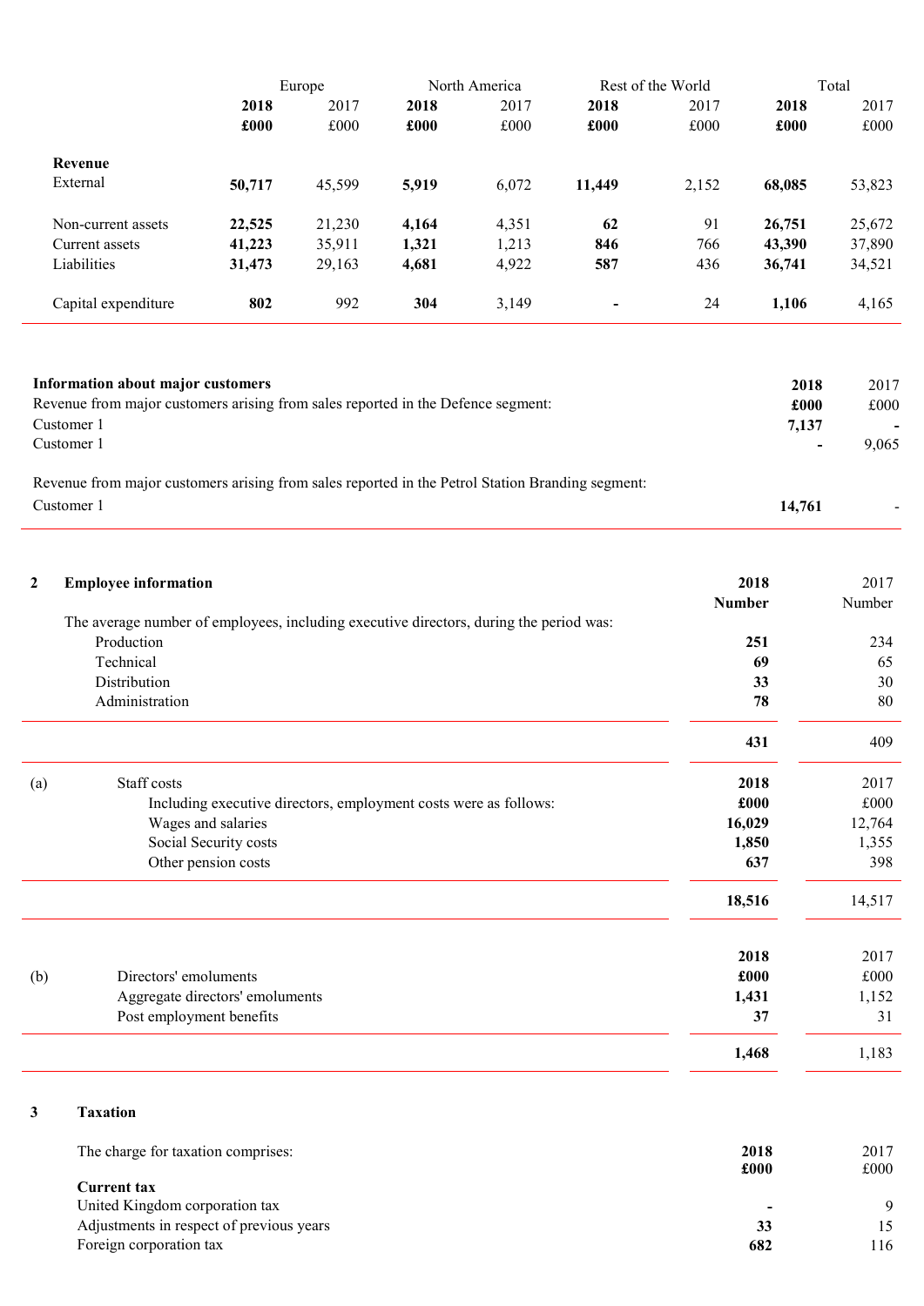| | Europe | | North America | | Rest of the World | | Total | |
|---|---|---|---|---|---|---|---|---|
| | **2018** | 2017 | **2018** | 2017 | **2018** | 2017 | **2018** | 2017 |
| | **£000** | £000 | **£000** | £000 | **£000** | £000 | **£000** | £000 |
| **Revenue** | | | | | | | | |
| External | **50,717** | 45,599 | **5,919** | 6,072 | **11,449** | 2,152 | **68,085** | 53,823 |
| Non-current assets | **22,525** | 21,230 | **4,164** | 4,351 | **62** | 91 | **26,751** | 25,672 |
| Current assets | **41,223** | 35,911 | **1,321** | 1,213 | **846** | 766 | **43,390** | 37,890 |
| Liabilities | **31,473** | 29,163 | **4,681** | 4,922 | **587** | 436 | **36,741** | 34,521 |
| Capital expenditure | **802** | 992 | **304** | 3,149 | **-** | 24 | **1,106** | 4,165 |

| **Information about major customers** | **2018** | 2017 |
|---|---|---|
| Revenue from major customers arising from sales reported in the Defence segment: | **£000** | £000 |
| Customer 1 | **7,137** | - |
| Customer 1 | **-** | 9,065 |
| Revenue from major customers arising from sales reported in the Petrol Station Branding segment: | | |
| Customer 1 | **14,761** | - |

## 2 Employee information

| | **2018** | 2017 |
|---|---|---|
| | **Number** | Number |
| The average number of employees, including executive directors, during the period was: | | |
| Production | **251** | 234 |
| Technical | **69** | 65 |
| Distribution | **33** | 30 |
| Administration | **78** | 80 |
| | **431** | 409 |

(a) Staff costs

| | **2018** | 2017 |
|---|---|---|
| Including executive directors, employment costs were as follows: | **£000** | £000 |
| Wages and salaries | **16,029** | 12,764 |
| Social Security costs | **1,850** | 1,355 |
| Other pension costs | **637** | 398 |
| | **18,516** | 14,517 |

(b) Directors' emoluments

| | **2018** | 2017 |
|---|---|---|
| | **£000** | £000 |
| Aggregate directors' emoluments | **1,431** | 1,152 |
| Post employment benefits | **37** | 31 |
| | **1,468** | 1,183 |

## 3 Taxation

| The charge for taxation comprises: | **2018** | 2017 |
|---|---|---|
| | **£000** | £000 |
| **Current tax** | | |
| United Kingdom corporation tax | **-** | 9 |
| Adjustments in respect of previous years | **33** | 15 |
| Foreign corporation tax | **682** | 116 |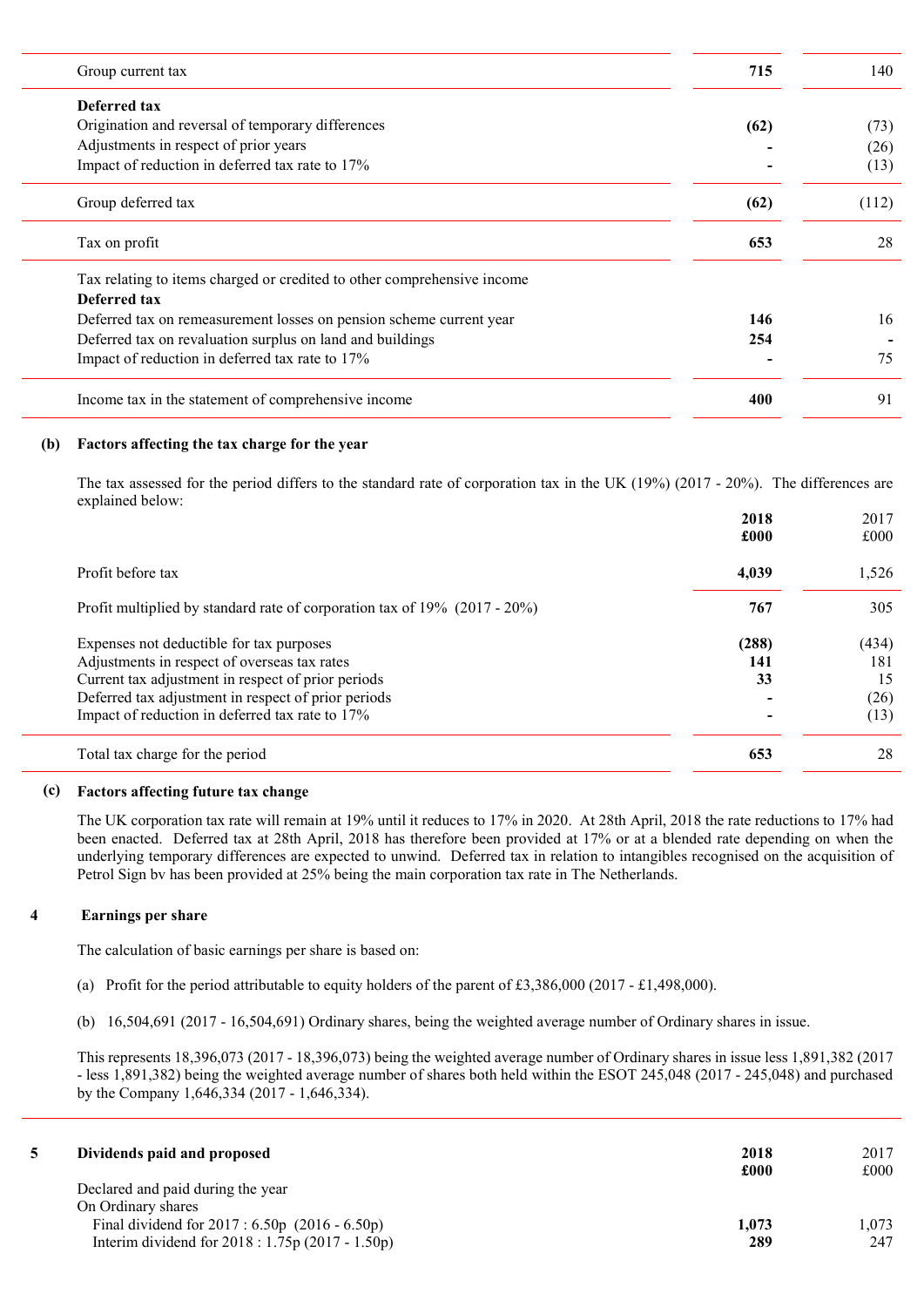| | 2018 | 2017 |
|---|---|---|
| Group current tax | **715** | 140 |
| **Deferred tax** | | |
| Origination and reversal of temporary differences | **(62)** | (73) |
| Adjustments in respect of prior years | **-** | (26) |
| Impact of reduction in deferred tax rate to 17% | **-** | (13) |
| Group deferred tax | **(62)** | (112) |
| Tax on profit | **653** | 28 |
| Tax relating to items charged or credited to other comprehensive income | | |
| **Deferred tax** | | |
| Deferred tax on remeasurement losses on pension scheme current year | **146** | 16 |
| Deferred tax on revaluation surplus on land and buildings | **254** | - |
| Impact of reduction in deferred tax rate to 17% | **-** | 75 |
| Income tax in the statement of comprehensive income | **400** | 91 |

**(b) Factors affecting the tax charge for the year**

The tax assessed for the period differs to the standard rate of corporation tax in the UK (19%) (2017 - 20%). The differences are explained below:

| | 2018 £000 | 2017 £000 |
|---|---|---|
| Profit before tax | **4,039** | 1,526 |
| Profit multiplied by standard rate of corporation tax of 19% (2017 - 20%) | **767** | 305 |
| Expenses not deductible for tax purposes | **(288)** | (434) |
| Adjustments in respect of overseas tax rates | **141** | 181 |
| Current tax adjustment in respect of prior periods | **33** | 15 |
| Deferred tax adjustment in respect of prior periods | **-** | (26) |
| Impact of reduction in deferred tax rate to 17% | **-** | (13) |
| Total tax charge for the period | **653** | 28 |

**(c) Factors affecting future tax change**

The UK corporation tax rate will remain at 19% until it reduces to 17% in 2020. At 28th April, 2018 the rate reductions to 17% had been enacted. Deferred tax at 28th April, 2018 has therefore been provided at 17% or at a blended rate depending on when the underlying temporary differences are expected to unwind. Deferred tax in relation to intangibles recognised on the acquisition of Petrol Sign bv has been provided at 25% being the main corporation tax rate in The Netherlands.

## 4 Earnings per share

The calculation of basic earnings per share is based on:

(a) Profit for the period attributable to equity holders of the parent of £3,386,000 (2017 - £1,498,000).

(b) 16,504,691 (2017 - 16,504,691) Ordinary shares, being the weighted average number of Ordinary shares in issue.

This represents 18,396,073 (2017 - 18,396,073) being the weighted average number of Ordinary shares in issue less 1,891,382 (2017 - less 1,891,382) being the weighted average number of shares both held within the ESOT 245,048 (2017 - 245,048) and purchased by the Company 1,646,334 (2017 - 1,646,334).

## 5 Dividends paid and proposed

| | 2018 £000 | 2017 £000 |
|---|---|---|
| Declared and paid during the year | | |
| On Ordinary shares | | |
| Final dividend for 2017 : 6.50p (2016 - 6.50p) | **1,073** | 1,073 |
| Interim dividend for 2018 : 1.75p (2017 - 1.50p) | **289** | 247 |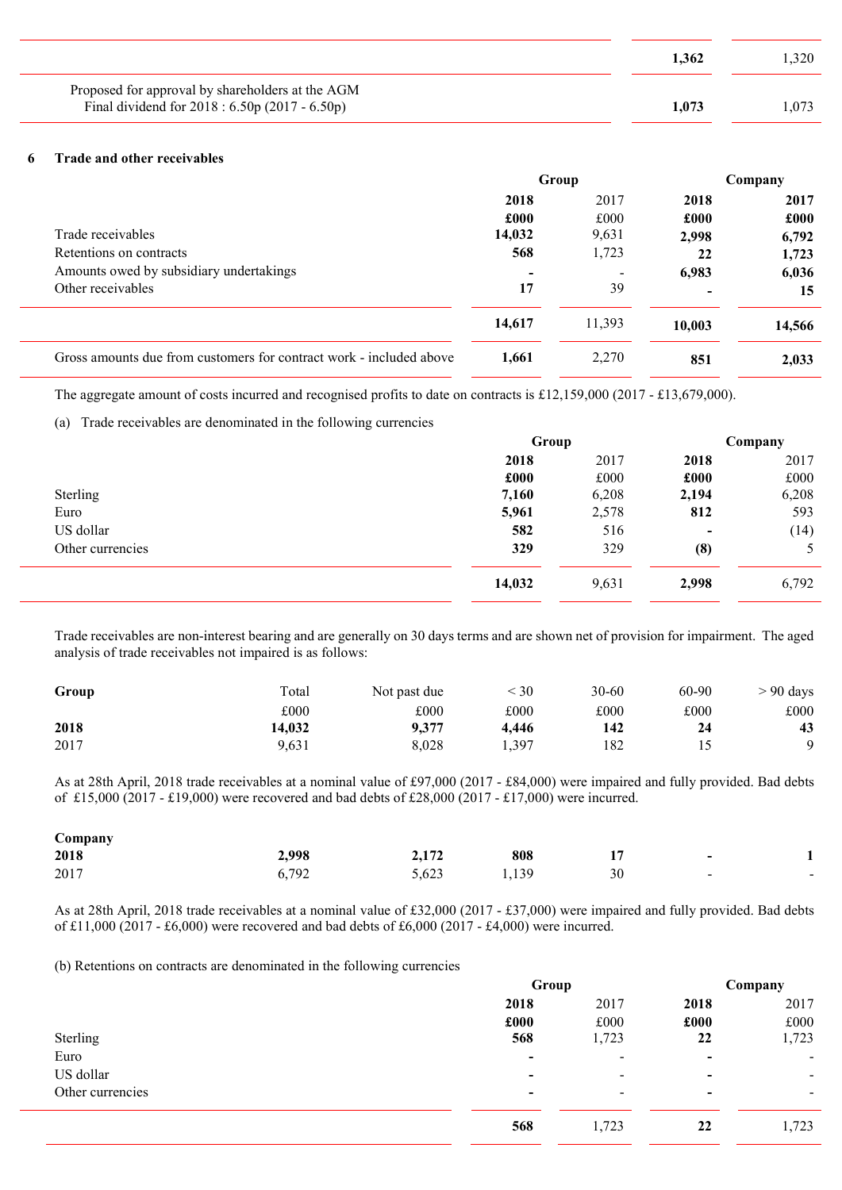| | 2018 | 2017 |
|---|---|---|
| | **1,362** | 1,320 |
| Proposed for approval by shareholders at the AGM<br>Final dividend for 2018 : 6.50p (2017 - 6.50p) | **1,073** | 1,073 |

## 6 Trade and other receivables

| | Group | | Company | |
|---|---|---|---|---|
| | **2018** | 2017 | **2018** | **2017** |
| | **£000** | £000 | **£000** | **£000** |
| Trade receivables | **14,032** | 9,631 | **2,998** | **6,792** |
| Retentions on contracts | **568** | 1,723 | **22** | **1,723** |
| Amounts owed by subsidiary undertakings | **-** | - | **6,983** | **6,036** |
| Other receivables | **17** | 39 | **-** | **15** |
| | **14,617** | 11,393 | **10,003** | **14,566** |
| Gross amounts due from customers for contract work - included above | **1,661** | 2,270 | **851** | **2,033** |

The aggregate amount of costs incurred and recognised profits to date on contracts is £12,159,000 (2017 - £13,679,000).

(a) Trade receivables are denominated in the following currencies

| | Group | | Company | |
|---|---|---|---|---|
| | **2018** | 2017 | **2018** | 2017 |
| | **£000** | £000 | **£000** | £000 |
| Sterling | **7,160** | 6,208 | **2,194** | 6,208 |
| Euro | **5,961** | 2,578 | **812** | 593 |
| US dollar | **582** | 516 | **-** | (14) |
| Other currencies | **329** | 329 | **(8)** | 5 |
| | **14,032** | 9,631 | **2,998** | 6,792 |

Trade receivables are non-interest bearing and are generally on 30 days terms and are shown net of provision for impairment. The aged analysis of trade receivables not impaired is as follows:

| **Group** | Total | Not past due | < 30 | 30-60 | 60-90 | > 90 days |
|---|---|---|---|---|---|---|
| | £000 | £000 | £000 | £000 | £000 | £000 |
| **2018** | **14,032** | **9,377** | **4,446** | **142** | **24** | **43** |
| 2017 | 9,631 | 8,028 | 1,397 | 182 | 15 | 9 |

As at 28th April, 2018 trade receivables at a nominal value of £97,000 (2017 - £84,000) were impaired and fully provided. Bad debts of £15,000 (2017 - £19,000) were recovered and bad debts of £28,000 (2017 - £17,000) were incurred.

| **Company** | | | | | | |
|---|---|---|---|---|---|---|
| **2018** | **2,998** | **2,172** | **808** | **17** | **-** | **1** |
| 2017 | 6,792 | 5,623 | 1,139 | 30 | - | - |

As at 28th April, 2018 trade receivables at a nominal value of £32,000 (2017 - £37,000) were impaired and fully provided. Bad debts of £11,000 (2017 - £6,000) were recovered and bad debts of £6,000 (2017 - £4,000) were incurred.

(b) Retentions on contracts are denominated in the following currencies

| | Group | | Company | |
|---|---|---|---|---|
| | **2018** | 2017 | **2018** | 2017 |
| | **£000** | £000 | **£000** | £000 |
| Sterling | **568** | 1,723 | **22** | 1,723 |
| Euro | **-** | - | **-** | - |
| US dollar | **-** | - | **-** | - |
| Other currencies | **-** | - | **-** | - |
| | **568** | 1,723 | **22** | 1,723 |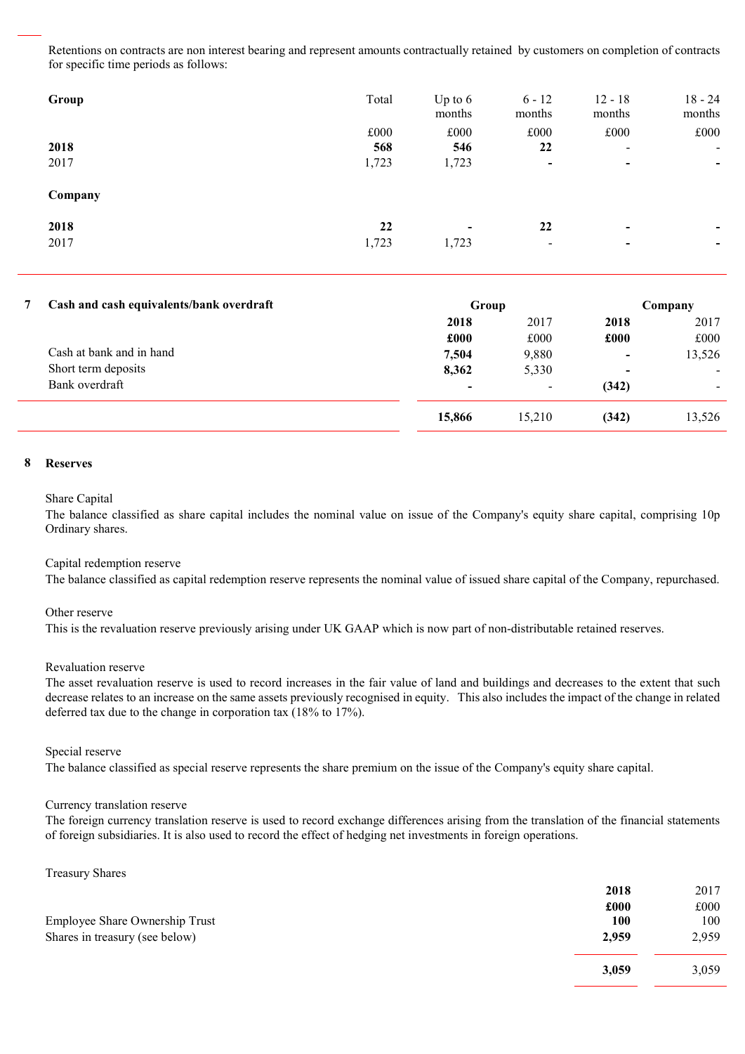Retentions on contracts are non interest bearing and represent amounts contractually retained by customers on completion of contracts for specific time periods as follows:

| **Group** | Total | Up to 6 months | 6 - 12 months | 12 - 18 months | 18 - 24 months |
|---|---|---|---|---|---|
| | £000 | £000 | £000 | £000 | £000 |
| **2018** | **568** | **546** | **22** | - | - |
| 2017 | 1,723 | 1,723 | **-** | **-** | **-** |
| **Company** | | | | | |
| **2018** | **22** | **-** | **22** | **-** | **-** |
| 2017 | 1,723 | 1,723 | - | **-** | **-** |

## 7 Cash and cash equivalents/bank overdraft

| | Group | | Company | |
|---|---|---|---|---|
| | **2018** | 2017 | **2018** | 2017 |
| | **£000** | £000 | **£000** | £000 |
| Cash at bank and in hand | **7,504** | 9,880 | **-** | 13,526 |
| Short term deposits | **8,362** | 5,330 | **-** | - |
| Bank overdraft | **-** | - | **(342)** | - |
| | **15,866** | 15,210 | **(342)** | 13,526 |

## 8 Reserves

Share Capital
The balance classified as share capital includes the nominal value on issue of the Company's equity share capital, comprising 10p Ordinary shares.

Capital redemption reserve
The balance classified as capital redemption reserve represents the nominal value of issued share capital of the Company, repurchased.

Other reserve
This is the revaluation reserve previously arising under UK GAAP which is now part of non-distributable retained reserves.

Revaluation reserve
The asset revaluation reserve is used to record increases in the fair value of land and buildings and decreases to the extent that such decrease relates to an increase on the same assets previously recognised in equity. This also includes the impact of the change in related deferred tax due to the change in corporation tax (18% to 17%).

Special reserve
The balance classified as special reserve represents the share premium on the issue of the Company's equity share capital.

Currency translation reserve
The foreign currency translation reserve is used to record exchange differences arising from the translation of the financial statements of foreign subsidiaries. It is also used to record the effect of hedging net investments in foreign operations.

Treasury Shares

| | **2018** | 2017 |
|---|---|---|
| | **£000** | £000 |
| Employee Share Ownership Trust | **100** | 100 |
| Shares in treasury (see below) | **2,959** | 2,959 |
| | **3,059** | 3,059 |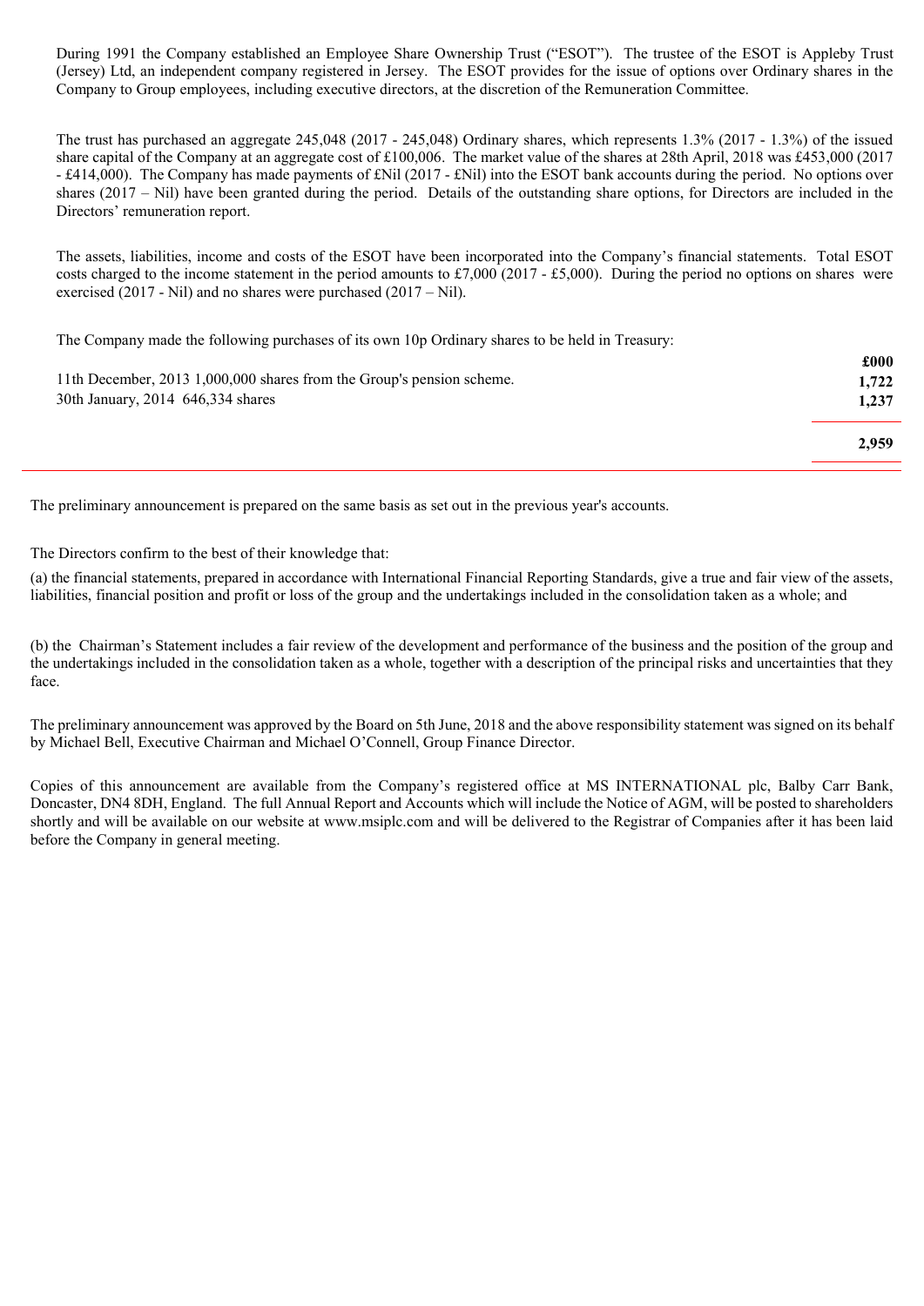During 1991 the Company established an Employee Share Ownership Trust ("ESOT"). The trustee of the ESOT is Appleby Trust (Jersey) Ltd, an independent company registered in Jersey. The ESOT provides for the issue of options over Ordinary shares in the Company to Group employees, including executive directors, at the discretion of the Remuneration Committee.

The trust has purchased an aggregate 245,048 (2017 - 245,048) Ordinary shares, which represents 1.3% (2017 - 1.3%) of the issued share capital of the Company at an aggregate cost of £100,006. The market value of the shares at 28th April, 2018 was £453,000 (2017 - £414,000). The Company has made payments of £Nil (2017 - £Nil) into the ESOT bank accounts during the period. No options over shares (2017 – Nil) have been granted during the period. Details of the outstanding share options, for Directors are included in the Directors' remuneration report.

The assets, liabilities, income and costs of the ESOT have been incorporated into the Company's financial statements. Total ESOT costs charged to the income statement in the period amounts to £7,000 (2017 - £5,000). During the period no options on shares were exercised (2017 - Nil) and no shares were purchased (2017 – Nil).

The Company made the following purchases of its own 10p Ordinary shares to be held in Treasury:

| | £000 |
|---|---|
| 11th December, 2013 1,000,000 shares from the Group's pension scheme. | 1,722 |
| 30th January, 2014 646,334 shares | 1,237 |
| | **2,959** |

The preliminary announcement is prepared on the same basis as set out in the previous year's accounts.

The Directors confirm to the best of their knowledge that:

(a) the financial statements, prepared in accordance with International Financial Reporting Standards, give a true and fair view of the assets, liabilities, financial position and profit or loss of the group and the undertakings included in the consolidation taken as a whole; and

(b) the Chairman's Statement includes a fair review of the development and performance of the business and the position of the group and the undertakings included in the consolidation taken as a whole, together with a description of the principal risks and uncertainties that they face.

The preliminary announcement was approved by the Board on 5th June, 2018 and the above responsibility statement was signed on its behalf by Michael Bell, Executive Chairman and Michael O'Connell, Group Finance Director.

Copies of this announcement are available from the Company's registered office at MS INTERNATIONAL plc, Balby Carr Bank, Doncaster, DN4 8DH, England. The full Annual Report and Accounts which will include the Notice of AGM, will be posted to shareholders shortly and will be available on our website at www.msiplc.com and will be delivered to the Registrar of Companies after it has been laid before the Company in general meeting.